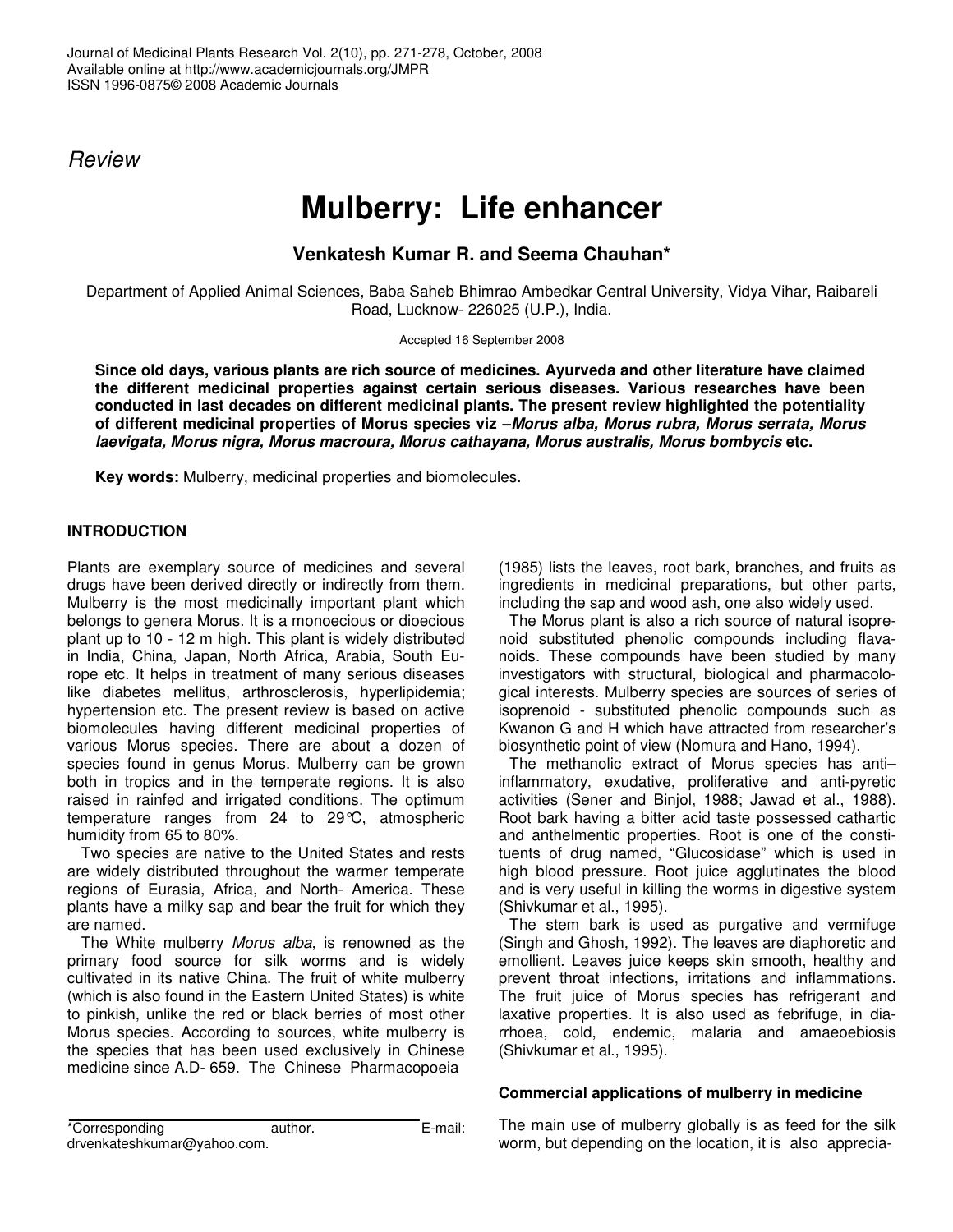*Review*

# Mulberry: Life enhancer

**Venkatesh Kumar R. and Seema Chauhan***

Department of Applied Animal Sciences, Baba Saheb Bhimrao Ambedkar Central University, Vidya Vihar, Raibareli Road, Lucknow- 226025 (U.P.), India.

Accepted 16 September 2008

**Since old days, various plants are rich source of medicines. Ayurveda and other literature have claimed the different medicinal properties against certain serious diseases. Various researches have been conducted in last decades on different medicinal plants. The present review highlighted the potentiality of different medicinal properties of Morus species viz –*Morus alba, Morus rubra, Morus serrata, Morus laevigata, Morus nigra, Morus macroura, Morus cathayana, Morus australis, Morus bombycis* etc.**

**Key words:** Mulberry, medicinal properties and biomolecules.

## INTRODUCTION

Plants are exemplary source of medicines and several drugs have been derived directly or indirectly from them. Mulberry is the most medicinally important plant which belongs to genera Morus. It is a monoecious or dioecious plant up to 10 - 12 m high. This plant is widely distributed in India, China, Japan, North Africa, Arabia, South Europe etc. It helps in treatment of many serious diseases like diabetes mellitus, arthrosclerosis, hyperlipidemia; hypertension etc. The present review is based on active biomolecules having different medicinal properties of various Morus species. There are about a dozen of species found in genus Morus. Mulberry can be grown both in tropics and in the temperate regions. It is also raised in rainfed and irrigated conditions. The optimum temperature ranges from 24 to 29°C, atmospheric humidity from 65 to 80%.

Two species are native to the United States and rests are widely distributed throughout the warmer temperate regions of Eurasia, Africa, and North- America. These plants have a milky sap and bear the fruit for which they are named.

The White mulberry *Morus alba*, is renowned as the primary food source for silk worms and is widely cultivated in its native China. The fruit of white mulberry (which is also found in the Eastern United States) is white to pinkish, unlike the red or black berries of most other Morus species. According to sources, white mulberry is the species that has been used exclusively in Chinese medicine since A.D- 659. The Chinese Pharmacopoeia (1985) lists the leaves, root bark, branches, and fruits as ingredients in medicinal preparations, but other parts, including the sap and wood ash, one also widely used.

The Morus plant is also a rich source of natural isoprenoid substituted phenolic compounds including flavanoids. These compounds have been studied by many investigators with structural, biological and pharmacological interests. Mulberry species are sources of series of isoprenoid - substituted phenolic compounds such as Kwanon G and H which have attracted from researcher's biosynthetic point of view (Nomura and Hano, 1994).

The methanolic extract of Morus species has anti–inflammatory, exudative, proliferative and anti-pyretic activities (Sener and Binjol, 1988; Jawad et al., 1988). Root bark having a bitter acid taste possessed cathartic and anthelmentic properties. Root is one of the constituents of drug named, "Glucosidase" which is used in high blood pressure. Root juice agglutinates the blood and is very useful in killing the worms in digestive system (Shivkumar et al., 1995).

The stem bark is used as purgative and vermifuge (Singh and Ghosh, 1992). The leaves are diaphoretic and emollient. Leaves juice keeps skin smooth, healthy and prevent throat infections, irritations and inflammations. The fruit juice of Morus species has refrigerant and laxative properties. It is also used as febrifuge, in diarrhoea, cold, endemic, malaria and amaeoebiosis (Shivkumar et al., 1995).

### Commercial applications of mulberry in medicine

The main use of mulberry globally is as feed for the silk worm, but depending on the location, it is also apprecia-

*Corresponding author. E-mail: drvenkateshkumar@yahoo.com.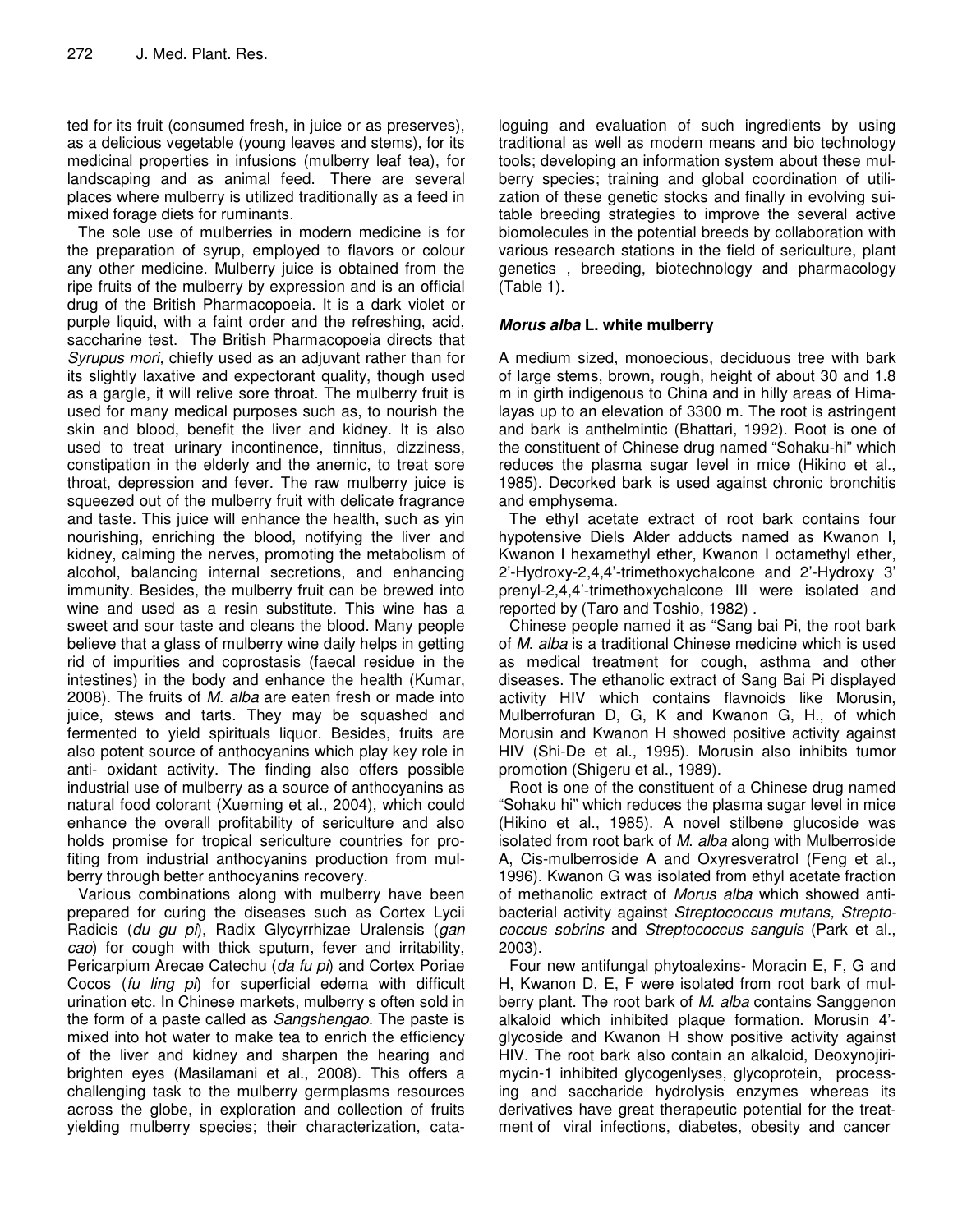ted for its fruit (consumed fresh, in juice or as preserves), as a delicious vegetable (young leaves and stems), for its medicinal properties in infusions (mulberry leaf tea), for landscaping and as animal feed. There are several places where mulberry is utilized traditionally as a feed in mixed forage diets for ruminants.

The sole use of mulberries in modern medicine is for the preparation of syrup, employed to flavors or colour any other medicine. Mulberry juice is obtained from the ripe fruits of the mulberry by expression and is an official drug of the British Pharmacopoeia. It is a dark violet or purple liquid, with a faint order and the refreshing, acid, saccharine test. The British Pharmacopoeia directs that *Syrupus mori,* chiefly used as an adjuvant rather than for its slightly laxative and expectorant quality, though used as a gargle, it will relive sore throat. The mulberry fruit is used for many medical purposes such as, to nourish the skin and blood, benefit the liver and kidney. It is also used to treat urinary incontinence, tinnitus, dizziness, constipation in the elderly and the anemic, to treat sore throat, depression and fever. The raw mulberry juice is squeezed out of the mulberry fruit with delicate fragrance and taste. This juice will enhance the health, such as yin nourishing, enriching the blood, notifying the liver and kidney, calming the nerves, promoting the metabolism of alcohol, balancing internal secretions, and enhancing immunity. Besides, the mulberry fruit can be brewed into wine and used as a resin substitute. This wine has a sweet and sour taste and cleans the blood. Many people believe that a glass of mulberry wine daily helps in getting rid of impurities and coprostasis (faecal residue in the intestines) in the body and enhance the health (Kumar, 2008). The fruits of *M. alba* are eaten fresh or made into juice, stews and tarts. They may be squashed and fermented to yield spirituals liquor. Besides, fruits are also potent source of anthocyanins which play key role in anti- oxidant activity. The finding also offers possible industrial use of mulberry as a source of anthocyanins as natural food colorant (Xueming et al., 2004), which could enhance the overall profitability of sericulture and also holds promise for tropical sericulture countries for profiting from industrial anthocyanins production from mulberry through better anthocyanins recovery.

Various combinations along with mulberry have been prepared for curing the diseases such as Cortex Lycii Radicis (*du gu pi*), Radix Glycyrrhizae Uralensis (*gan cao*) for cough with thick sputum, fever and irritability, Pericarpium Arecae Catechu (*da fu pi*) and Cortex Poriae Cocos (*fu ling pi*) for superficial edema with difficult urination etc. In Chinese markets, mulberry s often sold in the form of a paste called as *Sangshengao.* The paste is mixed into hot water to make tea to enrich the efficiency of the liver and kidney and sharpen the hearing and brighten eyes (Masilamani et al., 2008). This offers a challenging task to the mulberry germplasms resources across the globe, in exploration and collection of fruits yielding mulberry species; their characterization, cataloguing and evaluation of such ingredients by using traditional as well as modern means and bio technology tools; developing an information system about these mulberry species; training and global coordination of utilization of these genetic stocks and finally in evolving suitable breeding strategies to improve the several active biomolecules in the potential breeds by collaboration with various research stations in the field of sericulture, plant genetics , breeding, biotechnology and pharmacology (Table 1).

### *Morus alba* L. white mulberry

A medium sized, monoecious, deciduous tree with bark of large stems, brown, rough, height of about 30 and 1.8 m in girth indigenous to China and in hilly areas of Himalayas up to an elevation of 3300 m. The root is astringent and bark is anthelmintic (Bhattari, 1992). Root is one of the constituent of Chinese drug named "Sohaku-hi" which reduces the plasma sugar level in mice (Hikino et al., 1985). Decorked bark is used against chronic bronchitis and emphysema.

The ethyl acetate extract of root bark contains four hypotensive Diels Alder adducts named as Kwanon I, Kwanon I hexamethyl ether, Kwanon I octamethyl ether, 2'-Hydroxy-2,4,4'-trimethoxychalcone and 2'-Hydroxy 3' prenyl-2,4,4'-trimethoxychalcone III were isolated and reported by (Taro and Toshio, 1982) .

Chinese people named it as "Sang bai Pi, the root bark of *M. alba* is a traditional Chinese medicine which is used as medical treatment for cough, asthma and other diseases. The ethanolic extract of Sang Bai Pi displayed activity HIV which contains flavnoids like Morusin, Mulberrofuran D, G, K and Kwanon G, H., of which Morusin and Kwanon H showed positive activity against HIV (Shi-De et al., 1995). Morusin also inhibits tumor promotion (Shigeru et al., 1989).

Root is one of the constituent of a Chinese drug named "Sohaku hi" which reduces the plasma sugar level in mice (Hikino et al., 1985). A novel stilbene glucoside was isolated from root bark of *M. alba* along with Mulberroside A, Cis-mulberroside A and Oxyresveratrol (Feng et al., 1996). Kwanon G was isolated from ethyl acetate fraction of methanolic extract of *Morus alba* which showed antibacterial activity against *Streptococcus mutans, Streptococcus sobrins* and *Streptococcus sanguis* (Park et al., 2003).

Four new antifungal phytoalexins- Moracin E, F, G and H, Kwanon D, E, F were isolated from root bark of mulberry plant. The root bark of *M. alba* contains Sanggenon alkaloid which inhibited plaque formation. Morusin 4'-glycoside and Kwanon H show positive activity against HIV. The root bark also contain an alkaloid, Deoxynojirimycin-1 inhibited glycogenlyses, glycoprotein, processing and saccharide hydrolysis enzymes whereas its derivatives have great therapeutic potential for the treatment of viral infections, diabetes, obesity and cancer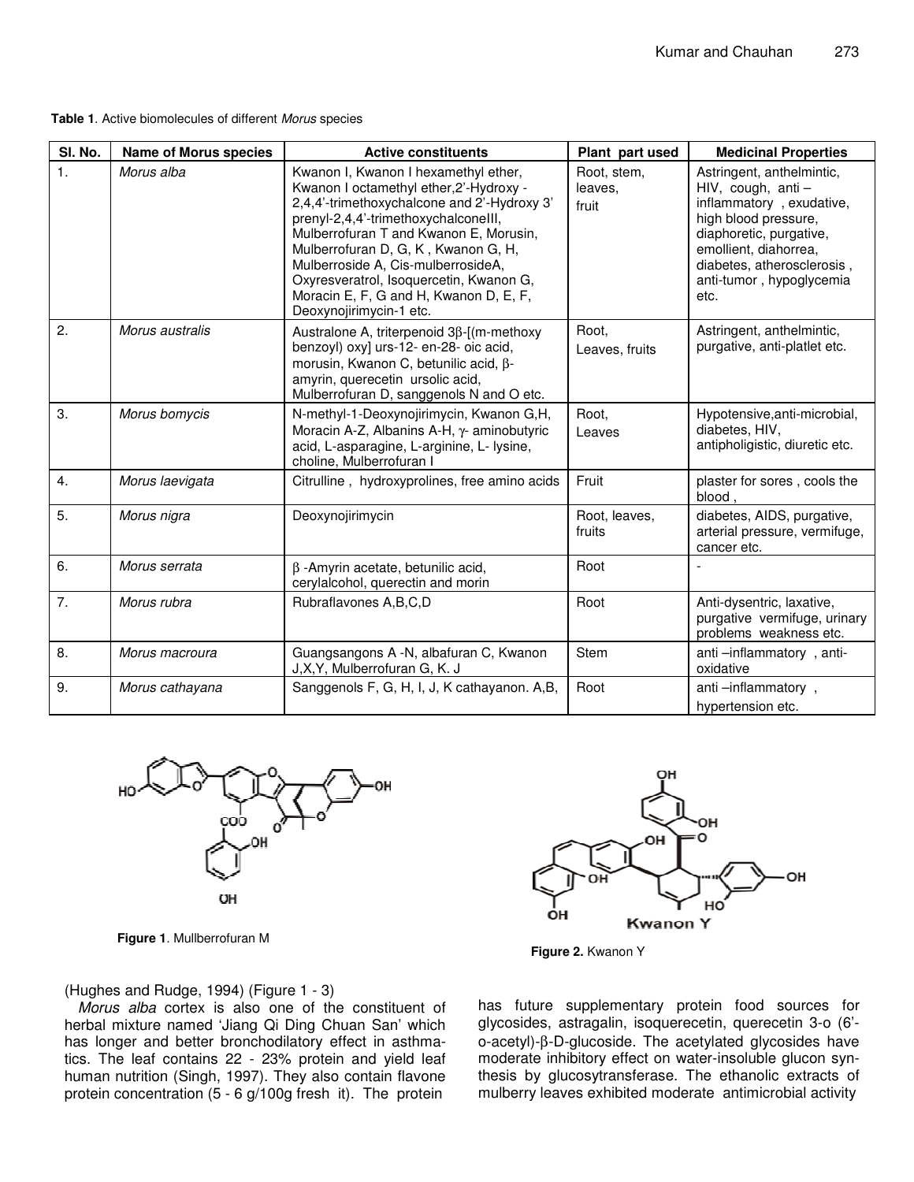**Table 1**. Active biomolecules of different *Morus* species

| Sl. No. | Name of Morus species | Active constituents | Plant part used | Medicinal Properties |
|---|---|---|---|---|
| 1. | *Morus alba* | Kwanon I, Kwanon I hexamethyl ether, Kwanon I octamethyl ether,2'-Hydroxy -2,4,4'-trimethoxychalcone and 2'-Hydroxy 3' prenyl-2,4,4'-trimethoxychalconeIII, Mulberrofuran T and Kwanon E, Morusin, Mulberrofuran D, G, K , Kwanon G, H, Mulberroside A, Cis-mulberrosideA, Oxyresveratrol, Isoquercetin, Kwanon G, Moracin E, F, G and H, Kwanon D, E, F, Deoxynojirimycin-1 etc. | Root, stem, leaves, fruit | Astringent, anthelmintic, HIV, cough, anti –inflammatory , exudative, high blood pressure, diaphoretic, purgative, emollient, diahorrea, diabetes, atherosclerosis , anti-tumor , hypoglycemia etc. |
| 2. | *Morus australis* | Australone A, triterpenoid 3β-[(m-methoxy benzoyl) oxy] urs-12- en-28- oic acid, morusin, Kwanon C, betunilic acid, β-amyrin, querecetin ursolic acid, Mulberrofuran D, sanggenols N and O etc. | Root, Leaves, fruits | Astringent, anthelmintic, purgative, anti-platlet etc. |
| 3. | *Morus bomycis* | N-methyl-1-Deoxynojirimycin, Kwanon G,H, Moracin A-Z, Albanins A-H, γ- aminobutyric acid, L-asparagine, L-arginine, L- lysine, choline, Mulberrofuran I | Root, Leaves | Hypotensive,anti-microbial, diabetes, HIV, antipholigistic, diuretic etc. |
| 4. | *Morus laevigata* | Citrulline , hydroxyprolines, free amino acids | Fruit | plaster for sores , cools the blood , |
| 5. | *Morus nigra* | Deoxynojirimycin | Root, leaves, fruits | diabetes, AIDS, purgative, arterial pressure, vermifuge, cancer etc. |
| 6. | *Morus serrata* | β -Amyrin acetate, betunilic acid, cerylalcohol, querectin and morin | Root | - |
| 7. | *Morus rubra* | Rubraflavones A,B,C,D | Root | Anti-dysentric, laxative, purgative vermifuge, urinary problems weakness etc. |
| 8. | *Morus macroura* | Guangsangons A -N, albafuran C, Kwanon J,X,Y, Mulberrofuran G, K. J | Stem | anti –inflammatory , anti-oxidative |
| 9. | *Morus cathayana* | Sanggenols F, G, H, I, J, K cathayanon. A,B, | Root | anti –inflammatory , hypertension etc. |

**Figure 1**. Mullberrofuran M

**Figure 2.** Kwanon Y

(Hughes and Rudge, 1994) (Figure 1 - 3)

*Morus alba* cortex is also one of the constituent of herbal mixture named 'Jiang Qi Ding Chuan San' which has longer and better bronchodilatory effect in asthmatics. The leaf contains 22 - 23% protein and yield leaf human nutrition (Singh, 1997). They also contain flavone protein concentration (5 - 6 g/100g fresh it). The protein has future supplementary protein food sources for glycosides, astragalin, isoquerecetin, querecetin 3-o (6'-o-acetyl)-β-D-glucoside. The acetylated glycosides have moderate inhibitory effect on water-insoluble glucon synthesis by glucosytransferase. The ethanolic extracts of mulberry leaves exhibited moderate antimicrobial activity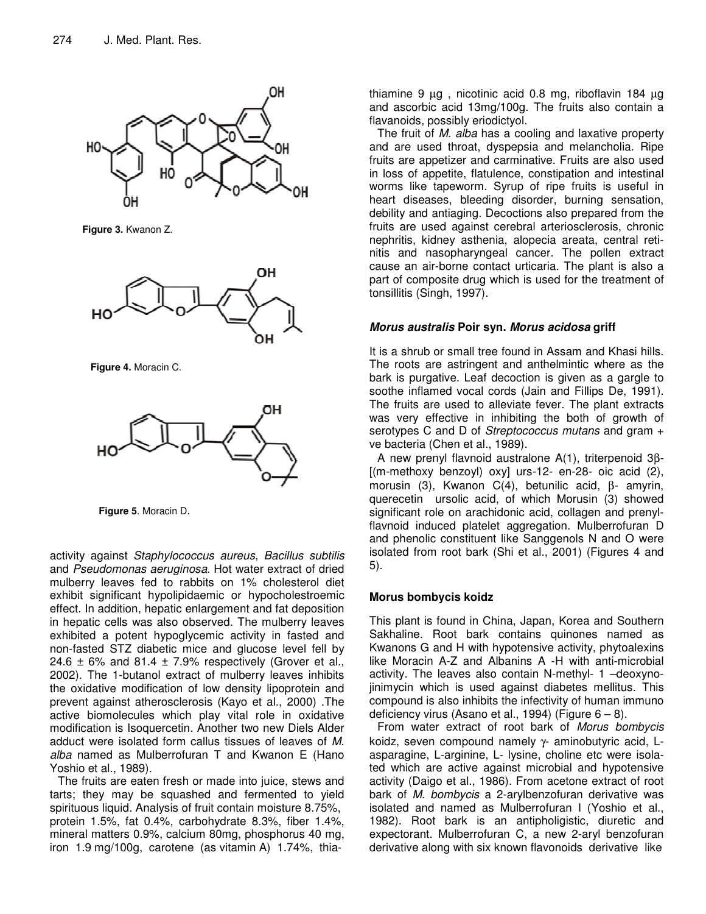Figure 3. Kwanon Z.

Figure 4. Moracin C.

Figure 5. Moracin D.

activity against *Staphylococcus aureus*, *Bacillus subtilis* and *Pseudomonas aeruginosa*. Hot water extract of dried mulberry leaves fed to rabbits on 1% cholesterol diet exhibit significant hypolipidaemic or hypocholestroemic effect. In addition, hepatic enlargement and fat deposition in hepatic cells was also observed. The mulberry leaves exhibited a potent hypoglycemic activity in fasted and non-fasted STZ diabetic mice and glucose level fell by 24.6 ± 6% and 81.4 ± 7.9% respectively (Grover et al., 2002). The 1-butanol extract of mulberry leaves inhibits the oxidative modification of low density lipoprotein and prevent against atherosclerosis (Kayo et al., 2000) .The active biomolecules which play vital role in oxidative modification is Isoquercetin. Another two new Diels Alder adduct were isolated form callus tissues of leaves of *M. alba* named as Mulberrofuran T and Kwanon E (Hano Yoshio et al., 1989).

The fruits are eaten fresh or made into juice, stews and tarts; they may be squashed and fermented to yield spirituous liquid. Analysis of fruit contain moisture 8.75%, protein 1.5%, fat 0.4%, carbohydrate 8.3%, fiber 1.4%, mineral matters 0.9%, calcium 80mg, phosphorus 40 mg, iron 1.9 mg/100g, carotene (as vitamin A) 1.74%, thiamine 9 µg , nicotinic acid 0.8 mg, riboflavin 184 µg and ascorbic acid 13mg/100g. The fruits also contain a flavanoids, possibly eriodictyol.

The fruit of *M. alba* has a cooling and laxative property and are used throat, dyspepsia and melancholia. Ripe fruits are appetizer and carminative. Fruits are also used in loss of appetite, flatulence, constipation and intestinal worms like tapeworm. Syrup of ripe fruits is useful in heart diseases, bleeding disorder, burning sensation, debility and antiaging. Decoctions also prepared from the fruits are used against cerebral arteriosclerosis, chronic nephritis, kidney asthenia, alopecia areata, central retinitis and nasopharyngeal cancer. The pollen extract cause an air-borne contact urticaria. The plant is also a part of composite drug which is used for the treatment of tonsillitis (Singh, 1997).

### *Morus australis* Poir syn. *Morus acidosa* griff

It is a shrub or small tree found in Assam and Khasi hills. The roots are astringent and anthelmintic where as the bark is purgative. Leaf decoction is given as a gargle to soothe inflamed vocal cords (Jain and Fillips De, 1991). The fruits are used to alleviate fever. The plant extracts was very effective in inhibiting the both of growth of serotypes C and D of *Streptococcus mutans* and gram + ve bacteria (Chen et al., 1989).

A new prenyl flavnoid australone A(1), triterpenoid 3β-[(m-methoxy benzoyl) oxy] urs-12- en-28- oic acid (2), morusin (3), Kwanon C(4), betunilic acid, β- amyrin, querecetin ursolic acid, of which Morusin (3) showed significant role on arachidonic acid, collagen and prenylflavnoid induced platelet aggregation. Mulberrofuran D and phenolic constituent like Sanggenols N and O were isolated from root bark (Shi et al., 2001) (Figures 4 and 5).

### Morus bombycis koidz

This plant is found in China, Japan, Korea and Southern Sakhaline. Root bark contains quinones named as Kwanons G and H with hypotensive activity, phytoalexins like Moracin A-Z and Albanins A -H with anti-microbial activity. The leaves also contain N-methyl- 1 –deoxynojinimycin which is used against diabetes mellitus. This compound is also inhibits the infectivity of human immuno deficiency virus (Asano et al., 1994) (Figure 6 – 8).

From water extract of root bark of *Morus bombycis* koidz, seven compound namely γ- aminobutyric acid, L-asparagine, L-arginine, L- lysine, choline etc were isolated which are active against microbial and hypotensive activity (Daigo et al., 1986). From acetone extract of root bark of *M. bombycis* a 2-arylbenzofuran derivative was isolated and named as Mulberrofuran I (Yoshio et al., 1982). Root bark is an antipholigistic, diuretic and expectorant. Mulberrofuran C, a new 2-aryl benzofuran derivative along with six known flavonoids derivative like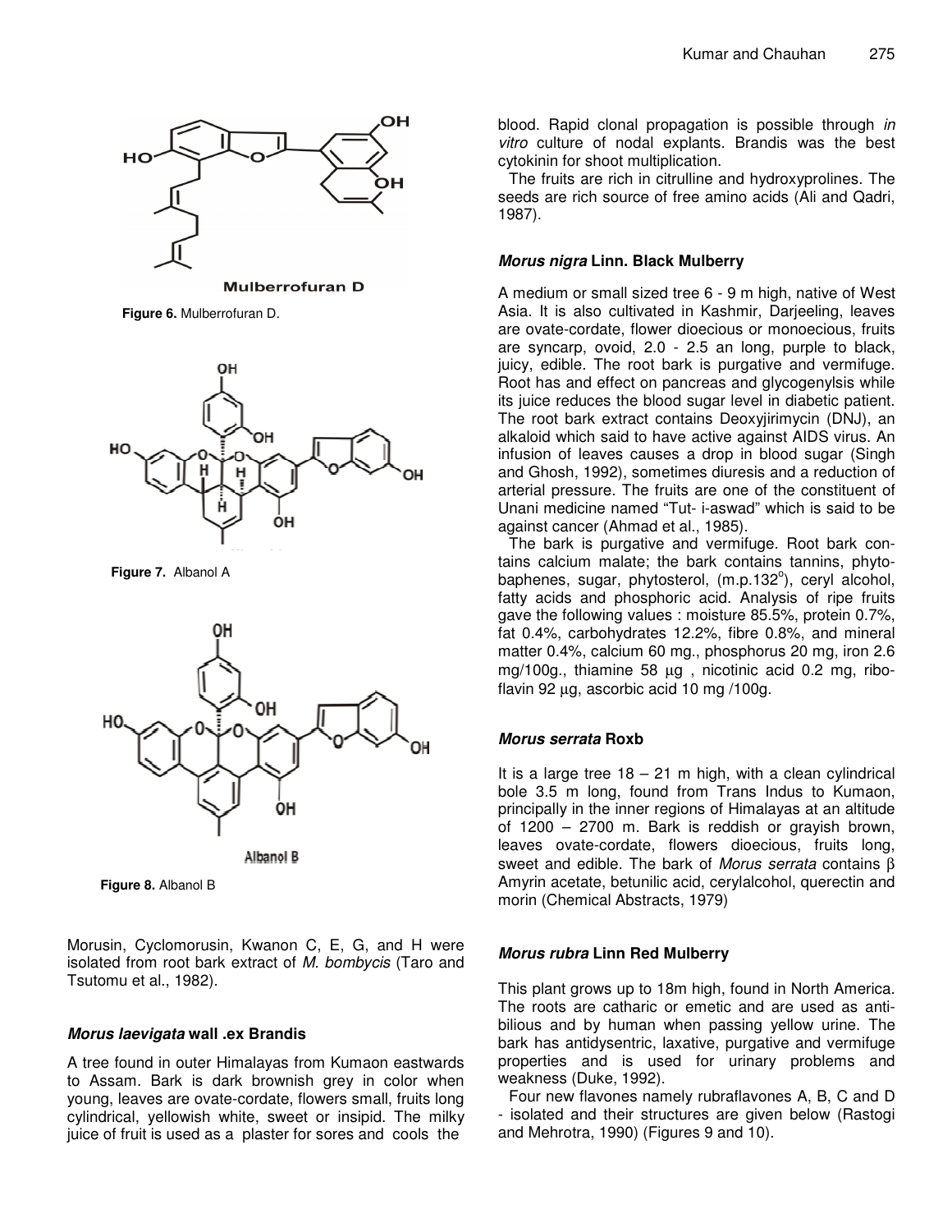Figure 6. Mulberrofuran D.

Figure 7. Albanol A

Figure 8. Albanol B

Morusin, Cyclomorusin, Kwanon C, E, G, and H were isolated from root bark extract of *M. bombycis* (Taro and Tsutomu et al., 1982).

### *Morus laevigata* wall .ex Brandis

A tree found in outer Himalayas from Kumaon eastwards to Assam. Bark is dark brownish grey in color when young, leaves are ovate-cordate, flowers small, fruits long cylindrical, yellowish white, sweet or insipid. The milky juice of fruit is used as a plaster for sores and cools the blood. Rapid clonal propagation is possible through *in vitro* culture of nodal explants. Brandis was the best cytokinin for shoot multiplication.

The fruits are rich in citrulline and hydroxyprolines. The seeds are rich source of free amino acids (Ali and Qadri, 1987).

### *Morus nigra* Linn. Black Mulberry

A medium or small sized tree 6 - 9 m high, native of West Asia. It is also cultivated in Kashmir, Darjeeling, leaves are ovate-cordate, flower dioecious or monoecious, fruits are syncarp, ovoid, 2.0 - 2.5 an long, purple to black, juicy, edible. The root bark is purgative and vermifuge. Root has and effect on pancreas and glycogenylsis while its juice reduces the blood sugar level in diabetic patient. The root bark extract contains Deoxyjirimycin (DNJ), an alkaloid which said to have active against AIDS virus. An infusion of leaves causes a drop in blood sugar (Singh and Ghosh, 1992), sometimes diuresis and a reduction of arterial pressure. The fruits are one of the constituent of Unani medicine named "Tut- i-aswad" which is said to be against cancer (Ahmad et al., 1985).

The bark is purgative and vermifuge. Root bark contains calcium malate; the bark contains tannins, phytobaphenes, sugar, phytosterol, (m.p.132°), ceryl alcohol, fatty acids and phosphoric acid. Analysis of ripe fruits gave the following values : moisture 85.5%, protein 0.7%, fat 0.4%, carbohydrates 12.2%, fibre 0.8%, and mineral matter 0.4%, calcium 60 mg., phosphorus 20 mg, iron 2.6 mg/100g., thiamine 58 µg , nicotinic acid 0.2 mg, riboflavin 92 µg, ascorbic acid 10 mg /100g.

### *Morus serrata* Roxb

It is a large tree 18 – 21 m high, with a clean cylindrical bole 3.5 m long, found from Trans Indus to Kumaon, principally in the inner regions of Himalayas at an altitude of 1200 – 2700 m. Bark is reddish or grayish brown, leaves ovate-cordate, flowers dioecious, fruits long, sweet and edible. The bark of *Morus serrata* contains β Amyrin acetate, betunilic acid, cerylalcohol, querectin and morin (Chemical Abstracts, 1979)

### *Morus rubra* Linn Red Mulberry

This plant grows up to 18m high, found in North America. The roots are catharic or emetic and are used as antibilious and by human when passing yellow urine. The bark has antidysentric, laxative, purgative and vermifuge properties and is used for urinary problems and weakness (Duke, 1992).

Four new flavones namely rubraflavones A, B, C and D - isolated and their structures are given below (Rastogi and Mehrotra, 1990) (Figures 9 and 10).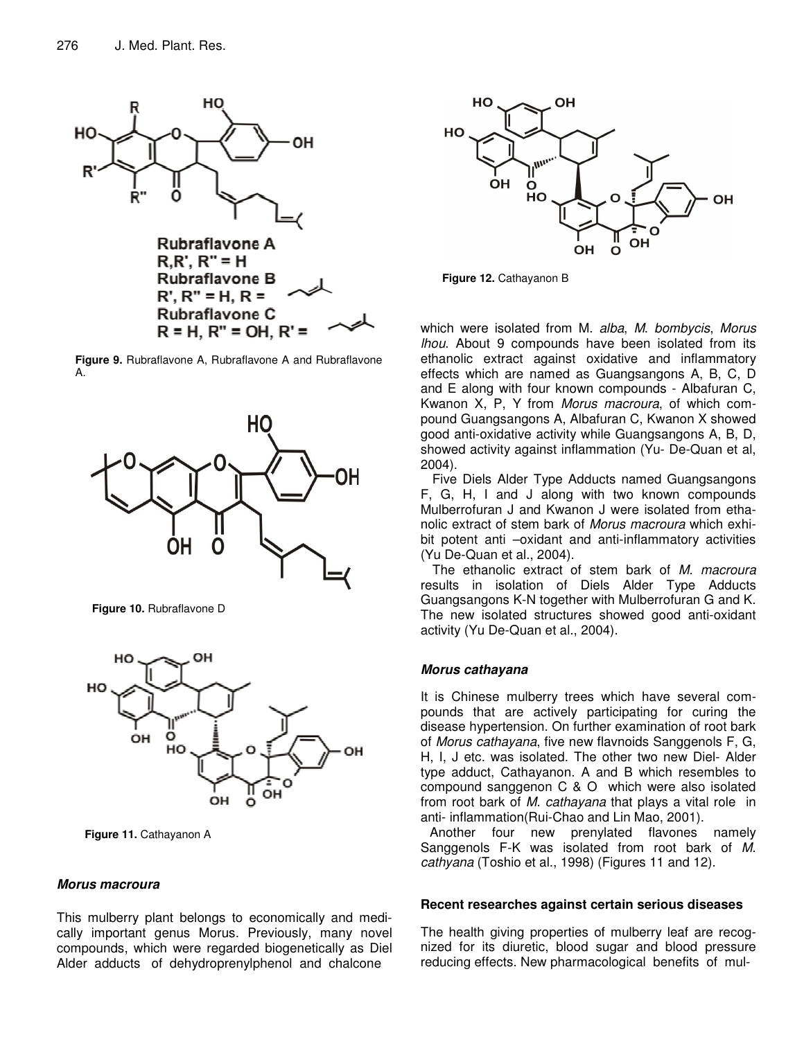Rubraflavone A
R,R', R" = H
Rubraflavone B
R', R" = H, R =
Rubraflavone C
R = H, R" = OH, R' =

**Figure 9.** Rubraflavone A, Rubraflavone A and Rubraflavone A.

**Figure 10.** Rubraflavone D

**Figure 11.** Cathayanon A

### *Morus macroura*

This mulberry plant belongs to economically and medically important genus Morus. Previously, many novel compounds, which were regarded biogenetically as Diel Alder adducts of dehydroprenylphenol and chalcone which were isolated from M. *alba*, *M. bombycis*, *Morus lhou*. About 9 compounds have been isolated from its ethanolic extract against oxidative and inflammatory effects which are named as Guangsangons A, B, C, D and E along with four known compounds - Albafuran C, Kwanon X, P, Y from *Morus macroura*, of which compound Guangsangons A, Albafuran C, Kwanon X showed good anti-oxidative activity while Guangsangons A, B, D, showed activity against inflammation (Yu- De-Quan et al, 2004).

Five Diels Alder Type Adducts named Guangsangons F, G, H, I and J along with two known compounds Mulberrofuran J and Kwanon J were isolated from ethanolic extract of stem bark of *Morus macroura* which exhibit potent anti –oxidant and anti-inflammatory activities (Yu De-Quan et al., 2004).

The ethanolic extract of stem bark of *M. macroura* results in isolation of Diels Alder Type Adducts Guangsangons K-N together with Mulberrofuran G and K. The new isolated structures showed good anti-oxidant activity (Yu De-Quan et al., 2004).

**Figure 12.** Cathayanon B

### *Morus cathayana*

It is Chinese mulberry trees which have several compounds that are actively participating for curing the disease hypertension. On further examination of root bark of *Morus cathayana*, five new flavnoids Sanggenols F, G, H, I, J etc. was isolated. The other two new Diel- Alder type adduct, Cathayanon. A and B which resembles to compound sanggenon C & O which were also isolated from root bark of *M. cathayana* that plays a vital role in anti- inflammation(Rui-Chao and Lin Mao, 2001).

Another four new prenylated flavones namely Sanggenols F-K was isolated from root bark of *M. cathyana* (Toshio et al., 1998) (Figures 11 and 12).

### Recent researches against certain serious diseases

The health giving properties of mulberry leaf are recognized for its diuretic, blood sugar and blood pressure reducing effects. New pharmacological benefits of mul-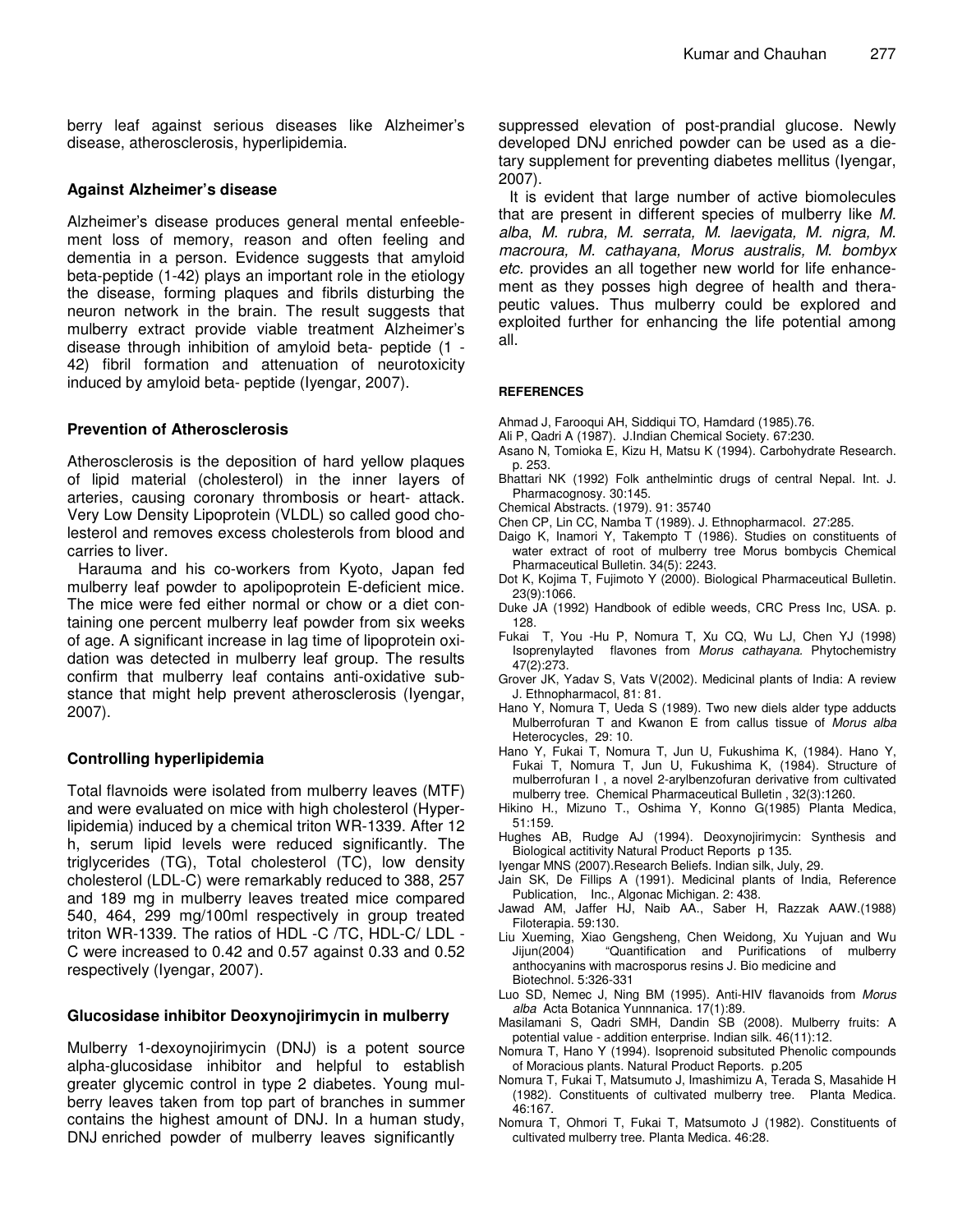berry leaf against serious diseases like Alzheimer's disease, atherosclerosis, hyperlipidemia.

### Against Alzheimer's disease

Alzheimer's disease produces general mental enfeeblement loss of memory, reason and often feeling and dementia in a person. Evidence suggests that amyloid beta-peptide (1-42) plays an important role in the etiology the disease, forming plaques and fibrils disturbing the neuron network in the brain. The result suggests that mulberry extract provide viable treatment Alzheimer's disease through inhibition of amyloid beta- peptide (1 - 42) fibril formation and attenuation of neurotoxicity induced by amyloid beta- peptide (Iyengar, 2007).

### Prevention of Atherosclerosis

Atherosclerosis is the deposition of hard yellow plaques of lipid material (cholesterol) in the inner layers of arteries, causing coronary thrombosis or heart- attack. Very Low Density Lipoprotein (VLDL) so called good cholesterol and removes excess cholesterols from blood and carries to liver.

Harauma and his co-workers from Kyoto, Japan fed mulberry leaf powder to apolipoprotein E-deficient mice. The mice were fed either normal or chow or a diet containing one percent mulberry leaf powder from six weeks of age. A significant increase in lag time of lipoprotein oxidation was detected in mulberry leaf group. The results confirm that mulberry leaf contains anti-oxidative substance that might help prevent atherosclerosis (Iyengar, 2007).

### Controlling hyperlipidemia

Total flavnoids were isolated from mulberry leaves (MTF) and were evaluated on mice with high cholesterol (Hyperlipidemia) induced by a chemical triton WR-1339. After 12 h, serum lipid levels were reduced significantly. The triglycerides (TG), Total cholesterol (TC), low density cholesterol (LDL-C) were remarkably reduced to 388, 257 and 189 mg in mulberry leaves treated mice compared 540, 464, 299 mg/100ml respectively in group treated triton WR-1339. The ratios of HDL -C /TC, HDL-C/ LDL -C were increased to 0.42 and 0.57 against 0.33 and 0.52 respectively (Iyengar, 2007).

### Glucosidase inhibitor Deoxynojirimycin in mulberry

Mulberry 1-dexoynojirimycin (DNJ) is a potent source alpha-glucosidase inhibitor and helpful to establish greater glycemic control in type 2 diabetes. Young mulberry leaves taken from top part of branches in summer contains the highest amount of DNJ. In a human study, DNJ enriched powder of mulberry leaves significantly suppressed elevation of post-prandial glucose. Newly developed DNJ enriched powder can be used as a dietary supplement for preventing diabetes mellitus (Iyengar, 2007).

It is evident that large number of active biomolecules that are present in different species of mulberry like *M. alba*, *M. rubra, M. serrata, M. laevigata, M. nigra, M. macroura, M. cathayana, Morus australis, M. bombyx etc*. provides an all together new world for life enhancement as they posses high degree of health and therapeutic values. Thus mulberry could be explored and exploited further for enhancing the life potential among all.

## REFERENCES

Ahmad J, Farooqui AH, Siddiqui TO, Hamdard (1985).76.

Ali P, Qadri A (1987). J.Indian Chemical Society. 67:230.

Asano N, Tomioka E, Kizu H, Matsu K (1994). Carbohydrate Research. p. 253.

Bhattari NK (1992) Folk anthelmintic drugs of central Nepal. Int. J. Pharmacognosy. 30:145.

Chemical Abstracts. (1979). 91: 35740

Chen CP, Lin CC, Namba T (1989). J. Ethnopharmacol. 27:285.

Daigo K, Inamori Y, Takempto T (1986). Studies on constituents of water extract of root of mulberry tree Morus bombycis Chemical Pharmaceutical Bulletin. 34(5): 2243.

Dot K, Kojima T, Fujimoto Y (2000). Biological Pharmaceutical Bulletin. 23(9):1066.

Duke JA (1992) Handbook of edible weeds, CRC Press Inc, USA. p. 128.

Fukai T, You -Hu P, Nomura T, Xu CQ, Wu LJ, Chen YJ (1998) Isoprenylayted flavones from *Morus cathayana.* Phytochemistry 47(2):273.

Grover JK, Yadav S, Vats V(2002). Medicinal plants of India: A review J. Ethnopharmacol, 81: 81.

Hano Y, Nomura T, Ueda S (1989). Two new diels alder type adducts Mulberrofuran T and Kwanon E from callus tissue of *Morus alba* Heterocycles, 29: 10.

Hano Y, Fukai T, Nomura T, Jun U, Fukushima K, (1984). Hano Y, Fukai T, Nomura T, Jun U, Fukushima K, (1984). Structure of mulberrofuran I , a novel 2-arylbenzofuran derivative from cultivated mulberry tree. Chemical Pharmaceutical Bulletin , 32(3):1260.

Hikino H., Mizuno T., Oshima Y, Konno G(1985) Planta Medica, 51:159.

Hughes AB, Rudge AJ (1994). Deoxynojirimycin: Synthesis and Biological actitivity Natural Product Reports p 135.

Iyengar MNS (2007).Research Beliefs. Indian silk, July, 29.

Jain SK, De Fillips A (1991). Medicinal plants of India, Reference Publication, Inc., Algonac Michigan. 2: 438.

Jawad AM, Jaffer HJ, Naib AA., Saber H, Razzak AAW.(1988) Filoterapia. 59:130.

Liu Xueming, Xiao Gengsheng, Chen Weidong, Xu Yujuan and Wu Jijun(2004) "Quantification and Purifications of mulberry anthocyanins with macrosporus resins J. Bio medicine and Biotechnol. 5:326-331

Luo SD, Nemec J, Ning BM (1995). Anti-HIV flavanoids from *Morus alba* Acta Botanica Yunnnanica. 17(1):89.

Masilamani S, Qadri SMH, Dandin SB (2008). Mulberry fruits: A potential value - addition enterprise. Indian silk. 46(11):12.

Nomura T, Hano Y (1994). Isoprenoid subsituted Phenolic compounds of Moracious plants. Natural Product Reports. p.205

Nomura T, Fukai T, Matsumuto J, Imashimizu A, Terada S, Masahide H (1982). Constituents of cultivated mulberry tree. Planta Medica. 46:167.

Nomura T, Ohmori T, Fukai T, Matsumoto J (1982). Constituents of cultivated mulberry tree. Planta Medica. 46:28.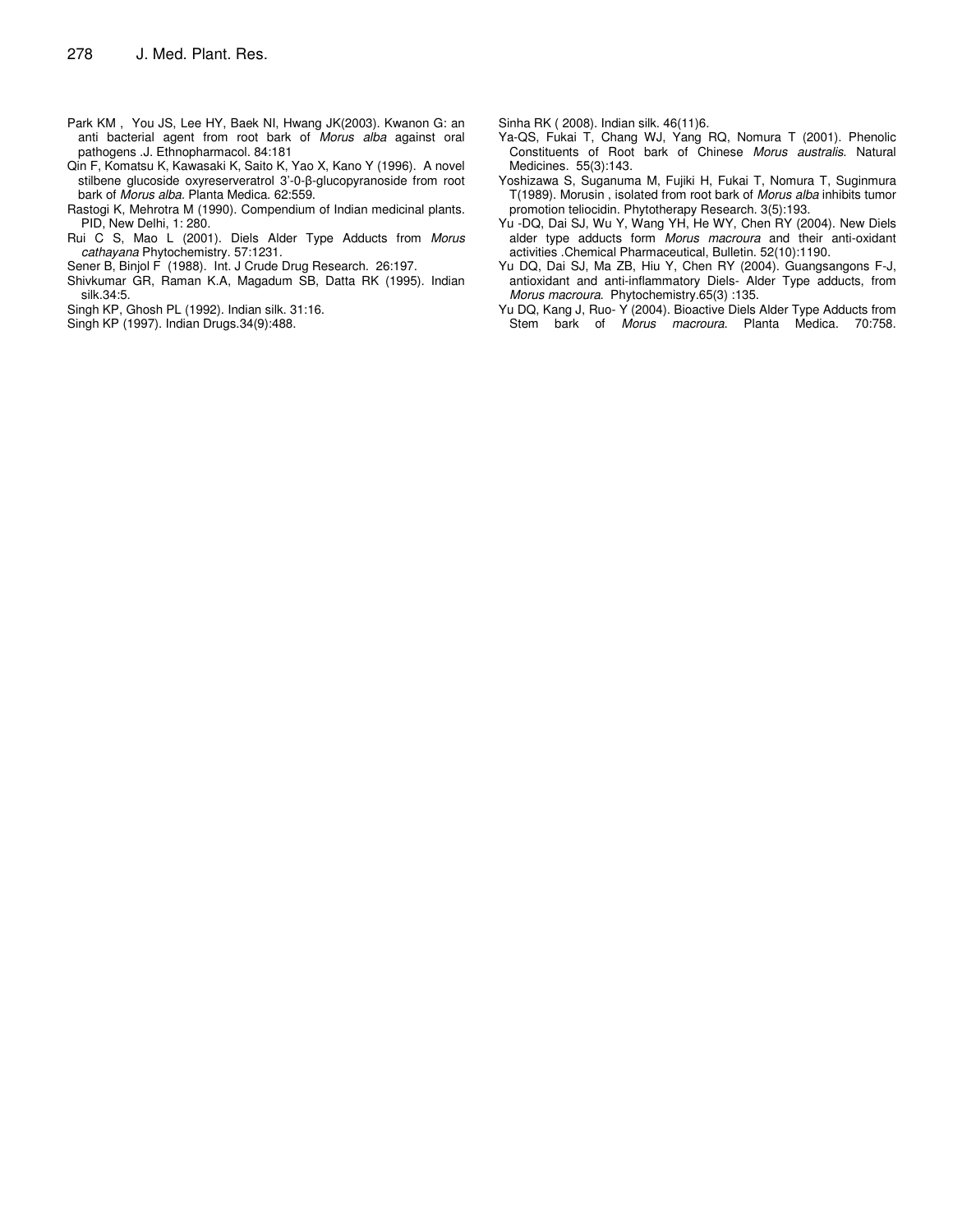Park KM , You JS, Lee HY, Baek NI, Hwang JK(2003). Kwanon G: an anti bacterial agent from root bark of *Morus alba* against oral pathogens .J. Ethnopharmacol. 84:181

Qin F, Komatsu K, Kawasaki K, Saito K, Yao X, Kano Y (1996). A novel stilbene glucoside oxyreserveratrol 3'-0-β-glucopyranoside from root bark of *Morus alba*. Planta Medica. 62:559.

Rastogi K, Mehrotra M (1990). Compendium of Indian medicinal plants. PID, New Delhi, 1: 280.

Rui C S, Mao L (2001). Diels Alder Type Adducts from *Morus cathayana* Phytochemistry. 57:1231.

Sener B, Binjol F (1988). Int. J Crude Drug Research. 26:197.

Shivkumar GR, Raman K.A, Magadum SB, Datta RK (1995). Indian silk.34:5.

Singh KP, Ghosh PL (1992). Indian silk. 31:16.

Singh KP (1997). Indian Drugs.34(9):488.

Sinha RK ( 2008). Indian silk. 46(11)6.

Ya-QS, Fukai T, Chang WJ, Yang RQ, Nomura T (2001). Phenolic Constituents of Root bark of Chinese *Morus australis*. Natural Medicines. 55(3):143.

Yoshizawa S, Suganuma M, Fujiki H, Fukai T, Nomura T, Suginmura T(1989). Morusin , isolated from root bark of *Morus alba* inhibits tumor promotion teliocidin. Phytotherapy Research. 3(5):193.

Yu -DQ, Dai SJ, Wu Y, Wang YH, He WY, Chen RY (2004). New Diels alder type adducts form *Morus macroura* and their anti-oxidant activities .Chemical Pharmaceutical, Bulletin. 52(10):1190.

Yu DQ, Dai SJ, Ma ZB, Hiu Y, Chen RY (2004). Guangsangons F-J, antioxidant and anti-inflammatory Diels- Alder Type adducts, from *Morus macroura*. Phytochemistry.65(3) :135.

Yu DQ, Kang J, Ruo- Y (2004). Bioactive Diels Alder Type Adducts from Stem bark of *Morus macroura*. Planta Medica. 70:758.